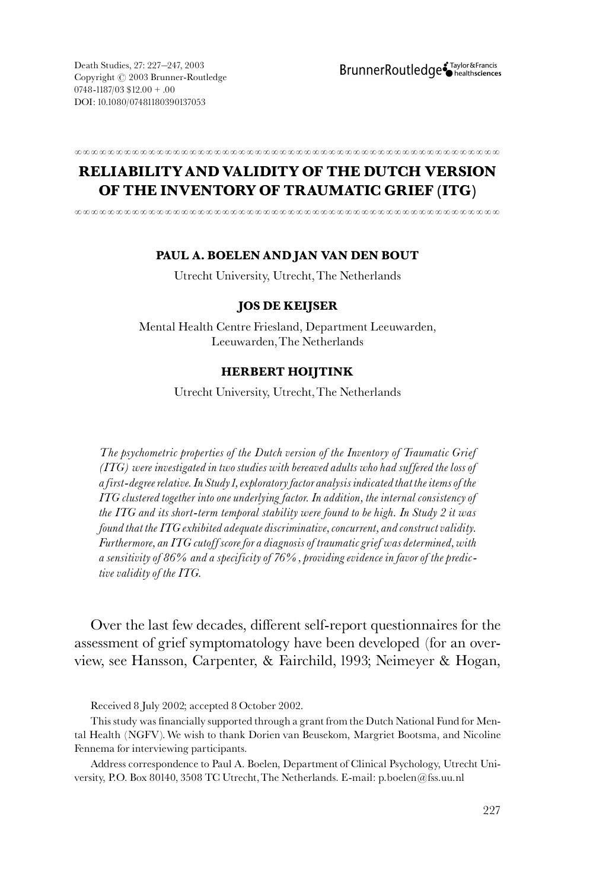# RELIABILITY AND VALIDITY OF THE DUTCH VERSION OF THE INVENTORY OF TRAUMATIC GRIEF (ITG)

**PAUL A. BOELEN AND JAN VAN DEN BOUT**

Utrecht University, Utrecht, The Netherlands

**JOS DE KEIJSER**

Mental Health Centre Friesland, Department Leeuwarden, Leeuwarden, The Netherlands

**HERBERT HOIJTINK**

Utrecht University, Utrecht, The Netherlands

*The psychometric properties of the Dutch version of the Inventory of Traumatic Grief (ITG) were investigated in two studies with bereaved adults who had suffered the loss of a first-degree relative. In Study 1, exploratory factor analysis indicated that the items of the ITG clustered together into one underlying factor. In addition, the internal consistency of the ITG and its short-term temporal stability were found to be high. In Study 2 it was found that the ITG exhibited adequate discriminative, concurrent, and construct validity. Furthermore, an ITG cutoff score for a diagnosis of traumatic grief was determined, with a sensitivity of 86% and a specificity of 76%, providing evidence in favor of the predictive validity of the ITG.*

Over the last few decades, different self-report questionnaires for the assessment of grief symptomatology have been developed (for an overview, see Hansson, Carpenter, & Fairchild, 1993; Neimeyer & Hogan,

Received 8 July 2002; accepted 8 October 2002.

This study was financially supported through a grant from the Dutch National Fund for Mental Health (NGFV). We wish to thank Dorien van Beusekom, Margriet Bootsma, and Nicoline Fennema for interviewing participants.

Address correspondence to Paul A. Boelen, Department of Clinical Psychology, Utrecht University, P.O. Box 80140, 3508 TC Utrecht, The Netherlands. E-mail: p.boelen@fss.uu.nl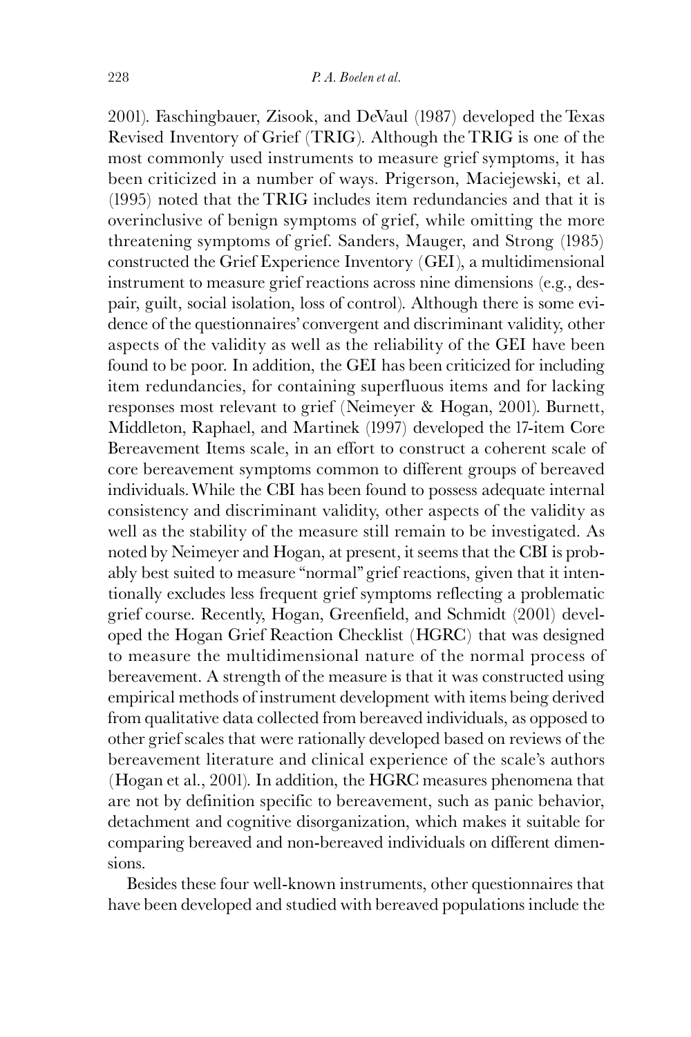2001). Faschingbauer, Zisook, and DeVaul (1987) developed the Texas Revised Inventory of Grief (TRIG). Although the TRIG is one of the most commonly used instruments to measure grief symptoms, it has been criticized in a number of ways. Prigerson, Maciejewski, et al. (1995) noted that the TRIG includes item redundancies and that it is overinclusive of benign symptoms of grief, while omitting the more threatening symptoms of grief. Sanders, Mauger, and Strong (1985) constructed the Grief Experience Inventory (GEI), a multidimensional instrument to measure grief reactions across nine dimensions (e.g., despair, guilt, social isolation, loss of control). Although there is some evidence of the questionnaires' convergent and discriminant validity, other aspects of the validity as well as the reliability of the GEI have been found to be poor. In addition, the GEI has been criticized for including item redundancies, for containing superfluous items and for lacking responses most relevant to grief (Neimeyer & Hogan, 2001). Burnett, Middleton, Raphael, and Martinek (1997) developed the 17-item Core Bereavement Items scale, in an effort to construct a coherent scale of core bereavement symptoms common to different groups of bereaved individuals. While the CBI has been found to possess adequate internal consistency and discriminant validity, other aspects of the validity as well as the stability of the measure still remain to be investigated. As noted by Neimeyer and Hogan, at present, it seems that the CBI is probably best suited to measure "normal" grief reactions, given that it intentionally excludes less frequent grief symptoms reflecting a problematic grief course. Recently, Hogan, Greenfield, and Schmidt (2001) developed the Hogan Grief Reaction Checklist (HGRC) that was designed to measure the multidimensional nature of the normal process of bereavement. A strength of the measure is that it was constructed using empirical methods of instrument development with items being derived from qualitative data collected from bereaved individuals, as opposed to other grief scales that were rationally developed based on reviews of the bereavement literature and clinical experience of the scale's authors (Hogan et al., 2001). In addition, the HGRC measures phenomena that are not by definition specific to bereavement, such as panic behavior, detachment and cognitive disorganization, which makes it suitable for comparing bereaved and non-bereaved individuals on different dimensions.

Besides these four well-known instruments, other questionnaires that have been developed and studied with bereaved populations include the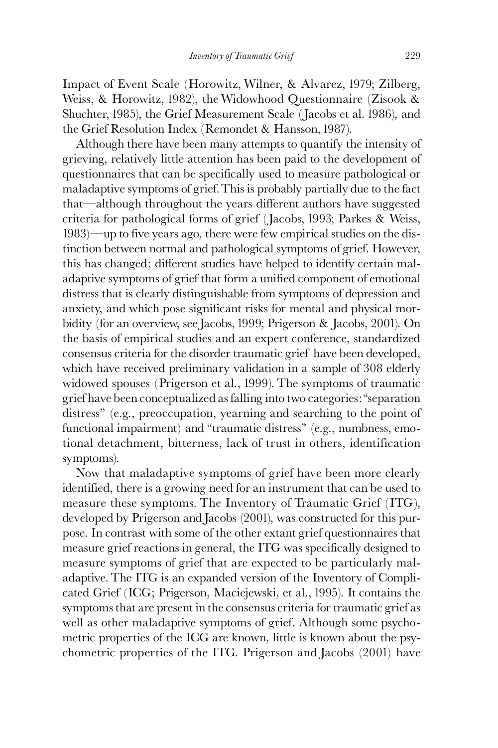Impact of Event Scale (Horowitz, Wilner, & Alvarez, 1979; Zilberg, Weiss, & Horowitz, 1982), the Widowhood Questionnaire (Zisook & Shuchter, 1985), the Grief Measurement Scale (Jacobs et al. 1986), and the Grief Resolution Index (Remondet & Hansson, 1987).

Although there have been many attempts to quantify the intensity of grieving, relatively little attention has been paid to the development of questionnaires that can be specifically used to measure pathological or maladaptive symptoms of grief. This is probably partially due to the fact that—although throughout the years different authors have suggested criteria for pathological forms of grief (Jacobs, 1993; Parkes & Weiss, 1983)—up to five years ago, there were few empirical studies on the distinction between normal and pathological symptoms of grief. However, this has changed; different studies have helped to identify certain maladaptive symptoms of grief that form a unified component of emotional distress that is clearly distinguishable from symptoms of depression and anxiety, and which pose significant risks for mental and physical morbidity (for an overview, see Jacobs, 1999; Prigerson & Jacobs, 2001). On the basis of empirical studies and an expert conference, standardized consensus criteria for the disorder traumatic grief have been developed, which have received preliminary validation in a sample of 308 elderly widowed spouses (Prigerson et al., 1999). The symptoms of traumatic grief have been conceptualized as falling into two categories: "separation distress" (e.g., preoccupation, yearning and searching to the point of functional impairment) and "traumatic distress" (e.g., numbness, emotional detachment, bitterness, lack of trust in others, identification symptoms).

Now that maladaptive symptoms of grief have been more clearly identified, there is a growing need for an instrument that can be used to measure these symptoms. The Inventory of Traumatic Grief (ITG), developed by Prigerson and Jacobs (2001), was constructed for this purpose. In contrast with some of the other extant grief questionnaires that measure grief reactions in general, the ITG was specifically designed to measure symptoms of grief that are expected to be particularly maladaptive. The ITG is an expanded version of the Inventory of Complicated Grief (ICG; Prigerson, Maciejewski, et al., 1995). It contains the symptoms that are present in the consensus criteria for traumatic grief as well as other maladaptive symptoms of grief. Although some psychometric properties of the ICG are known, little is known about the psychometric properties of the ITG. Prigerson and Jacobs (2001) have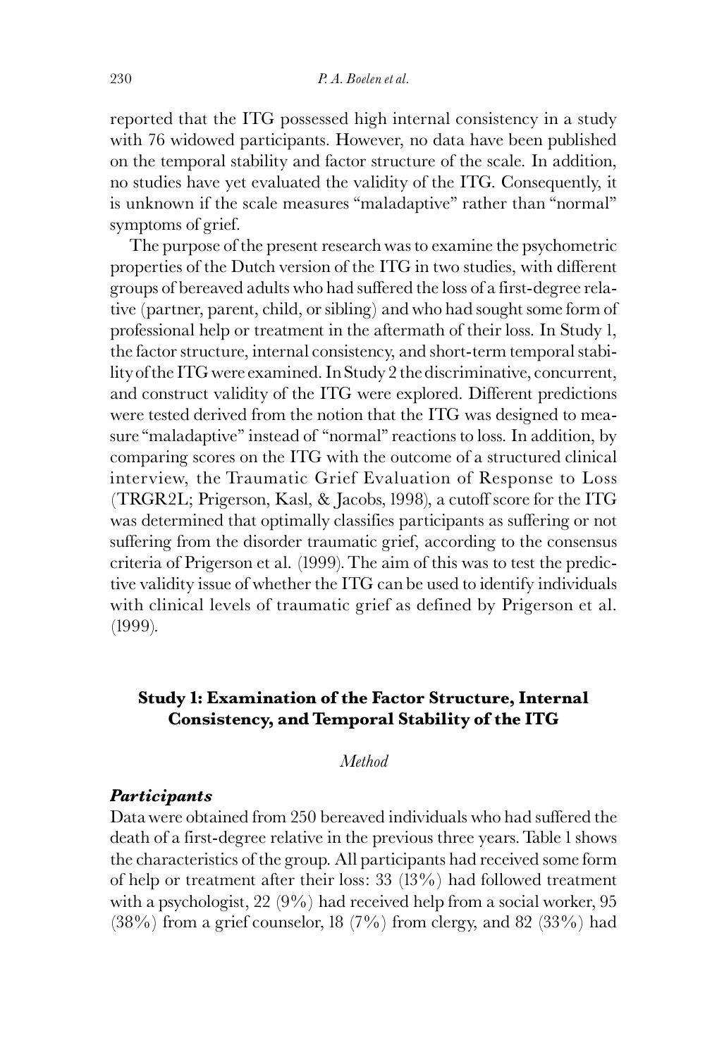reported that the ITG possessed high internal consistency in a study with 76 widowed participants. However, no data have been published on the temporal stability and factor structure of the scale. In addition, no studies have yet evaluated the validity of the ITG. Consequently, it is unknown if the scale measures "maladaptive" rather than "normal" symptoms of grief.

The purpose of the present research was to examine the psychometric properties of the Dutch version of the ITG in two studies, with different groups of bereaved adults who had suffered the loss of a first-degree relative (partner, parent, child, or sibling) and who had sought some form of professional help or treatment in the aftermath of their loss. In Study 1, the factor structure, internal consistency, and short-term temporal stability of the ITG were examined. In Study 2 the discriminative, concurrent, and construct validity of the ITG were explored. Different predictions were tested derived from the notion that the ITG was designed to measure "maladaptive" instead of "normal" reactions to loss. In addition, by comparing scores on the ITG with the outcome of a structured clinical interview, the Traumatic Grief Evaluation of Response to Loss (TRGR2L; Prigerson, Kasl, & Jacobs, 1998), a cutoff score for the ITG was determined that optimally classifies participants as suffering or not suffering from the disorder traumatic grief, according to the consensus criteria of Prigerson et al. (1999). The aim of this was to test the predictive validity issue of whether the ITG can be used to identify individuals with clinical levels of traumatic grief as defined by Prigerson et al. (1999).

## Study 1: Examination of the Factor Structure, Internal Consistency, and Temporal Stability of the ITG

*Method*

### *Participants*

Data were obtained from 250 bereaved individuals who had suffered the death of a first-degree relative in the previous three years. Table 1 shows the characteristics of the group. All participants had received some form of help or treatment after their loss: 33 (13%) had followed treatment with a psychologist, 22 (9%) had received help from a social worker, 95 (38%) from a grief counselor, 18 (7%) from clergy, and 82 (33%) had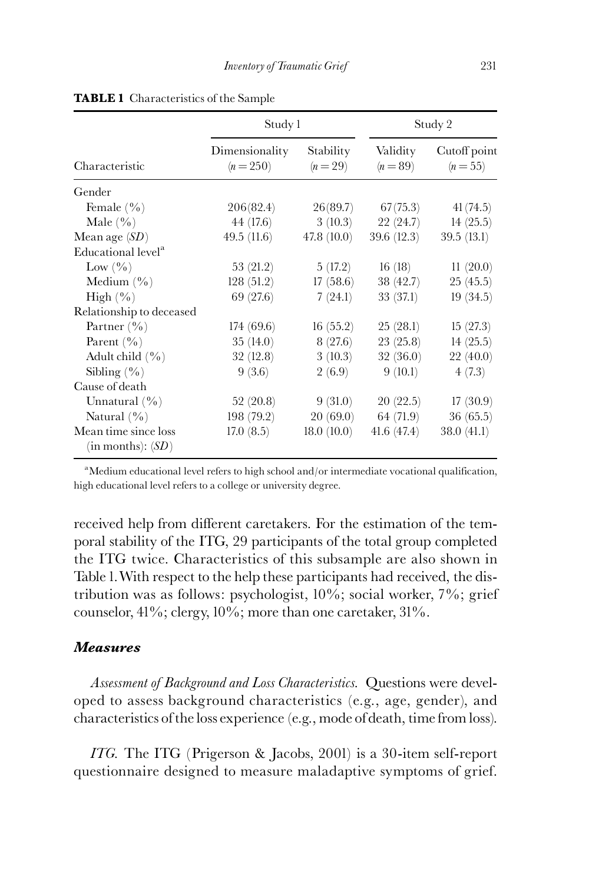**TABLE 1** Characteristics of the Sample

| | Study 1 | | Study 2 | |
|---|---|---|---|---|
| Characteristic | Dimensionality ($n = 250$) | Stability ($n = 29$) | Validity ($n = 89$) | Cutoff point ($n = 55$) |
| Gender | | | | |
| Female (%) | 206(82.4) | 26(89.7) | 67(75.3) | 41 (74.5) |
| Male (%) | 44 (17.6) | 3 (10.3) | 22 (24.7) | 14 (25.5) |
| Mean age (*SD*) | 49.5 (11.6) | 47.8 (10.0) | 39.6 (12.3) | 39.5 (13.1) |
| Educational level[a] | | | | |
| Low (%) | 53 (21.2) | 5 (17.2) | 16 (18) | 11 (20.0) |
| Medium (%) | 128 (51.2) | 17 (58.6) | 38 (42.7) | 25 (45.5) |
| High (%) | 69 (27.6) | 7 (24.1) | 33 (37.1) | 19 (34.5) |
| Relationship to deceased | | | | |
| Partner (%) | 174 (69.6) | 16 (55.2) | 25 (28.1) | 15 (27.3) |
| Parent (%) | 35 (14.0) | 8 (27.6) | 23 (25.8) | 14 (25.5) |
| Adult child (%) | 32 (12.8) | 3 (10.3) | 32 (36.0) | 22 (40.0) |
| Sibling (%) | 9 (3.6) | 2 (6.9) | 9 (10.1) | 4 (7.3) |
| Cause of death | | | | |
| Unnatural (%) | 52 (20.8) | 9 (31.0) | 20 (22.5) | 17 (30.9) |
| Natural (%) | 198 (79.2) | 20 (69.0) | 64 (71.9) | 36 (65.5) |
| Mean time since loss (in months): (*SD*) | 17.0 (8.5) | 18.0 (10.0) | 41.6 (47.4) | 38.0 (41.1) |

[a]Medium educational level refers to high school and/or intermediate vocational qualification, high educational level refers to a college or university degree.

received help from different caretakers. For the estimation of the temporal stability of the ITG, 29 participants of the total group completed the ITG twice. Characteristics of this subsample are also shown in Table 1. With respect to the help these participants had received, the distribution was as follows: psychologist, 10%; social worker, 7%; grief counselor, 41%; clergy, 10%; more than one caretaker, 31%.

### *Measures*

*Assessment of Background and Loss Characteristics.* Questions were developed to assess background characteristics (e.g., age, gender), and characteristics of the loss experience (e.g., mode of death, time from loss).

*ITG.* The ITG (Prigerson & Jacobs, 2001) is a 30-item self-report questionnaire designed to measure maladaptive symptoms of grief.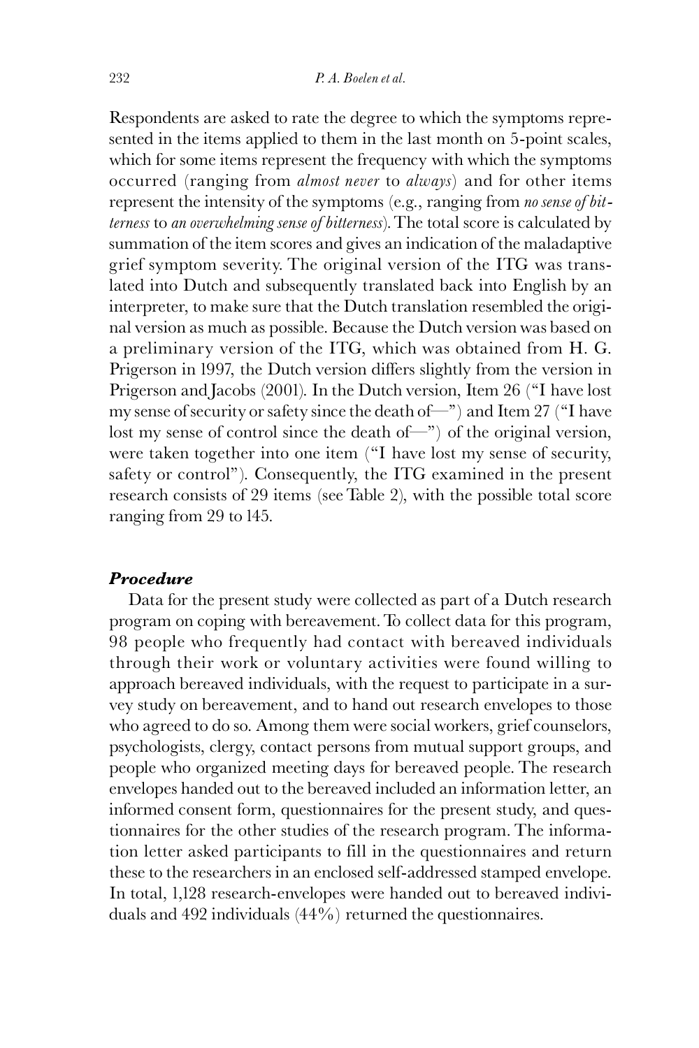Respondents are asked to rate the degree to which the symptoms represented in the items applied to them in the last month on 5-point scales, which for some items represent the frequency with which the symptoms occurred (ranging from *almost never* to *always*) and for other items represent the intensity of the symptoms (e.g., ranging from *no sense of bitterness* to *an overwhelming sense of bitterness*). The total score is calculated by summation of the item scores and gives an indication of the maladaptive grief symptom severity. The original version of the ITG was translated into Dutch and subsequently translated back into English by an interpreter, to make sure that the Dutch translation resembled the original version as much as possible. Because the Dutch version was based on a preliminary version of the ITG, which was obtained from H. G. Prigerson in 1997, the Dutch version differs slightly from the version in Prigerson and Jacobs (2001). In the Dutch version, Item 26 ("I have lost my sense of security or safety since the death of—") and Item 27 ("I have lost my sense of control since the death of—") of the original version, were taken together into one item ("I have lost my sense of security, safety or control"). Consequently, the ITG examined in the present research consists of 29 items (see Table 2), with the possible total score ranging from 29 to 145.

### *Procedure*

Data for the present study were collected as part of a Dutch research program on coping with bereavement. To collect data for this program, 98 people who frequently had contact with bereaved individuals through their work or voluntary activities were found willing to approach bereaved individuals, with the request to participate in a survey study on bereavement, and to hand out research envelopes to those who agreed to do so. Among them were social workers, grief counselors, psychologists, clergy, contact persons from mutual support groups, and people who organized meeting days for bereaved people. The research envelopes handed out to the bereaved included an information letter, an informed consent form, questionnaires for the present study, and questionnaires for the other studies of the research program. The information letter asked participants to fill in the questionnaires and return these to the researchers in an enclosed self-addressed stamped envelope. In total, 1,128 research-envelopes were handed out to bereaved individuals and 492 individuals (44%) returned the questionnaires.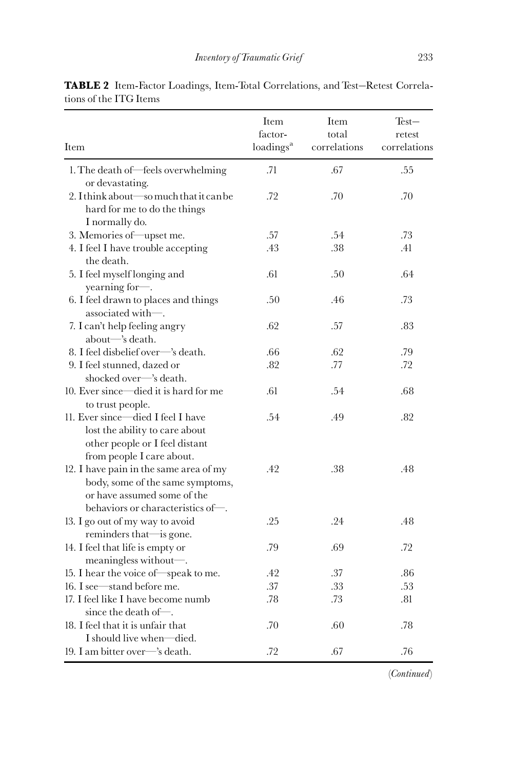**TABLE 2** Item-Factor Loadings, Item-Total Correlations, and Test–Retest Correlations of the ITG Items

| Item | Item factor-loadings[a] | Item total correlations | Test–retest correlations |
|---|---|---|---|
| 1. The death of—feels overwhelming or devastating. | .71 | .67 | .55 |
| 2. I think about—so much that it can be hard for me to do the things I normally do. | .72 | .70 | .70 |
| 3. Memories of—upset me. | .57 | .54 | .73 |
| 4. I feel I have trouble accepting the death. | .43 | .38 | .41 |
| 5. I feel myself longing and yearning for—. | .61 | .50 | .64 |
| 6. I feel drawn to places and things associated with—. | .50 | .46 | .73 |
| 7. I can't help feeling angry about—'s death. | .62 | .57 | .83 |
| 8. I feel disbelief over—'s death. | .66 | .62 | .79 |
| 9. I feel stunned, dazed or shocked over—'s death. | .82 | .77 | .72 |
| 10. Ever since—died it is hard for me to trust people. | .61 | .54 | .68 |
| 11. Ever since—died I feel I have lost the ability to care about other people or I feel distant from people I care about. | .54 | .49 | .82 |
| 12. I have pain in the same area of my body, some of the same symptoms, or have assumed some of the behaviors or characteristics of—. | .42 | .38 | .48 |
| 13. I go out of my way to avoid reminders that—is gone. | .25 | .24 | .48 |
| 14. I feel that life is empty or meaningless without—. | .79 | .69 | .72 |
| 15. I hear the voice of—speak to me. | .42 | .37 | .86 |
| 16. I see—stand before me. | .37 | .33 | .53 |
| 17. I feel like I have become numb since the death of—. | .78 | .73 | .81 |
| 18. I feel that it is unfair that I should live when—died. | .70 | .60 | .78 |
| 19. I am bitter over—'s death. | .72 | .67 | .76 |

*(Continued)*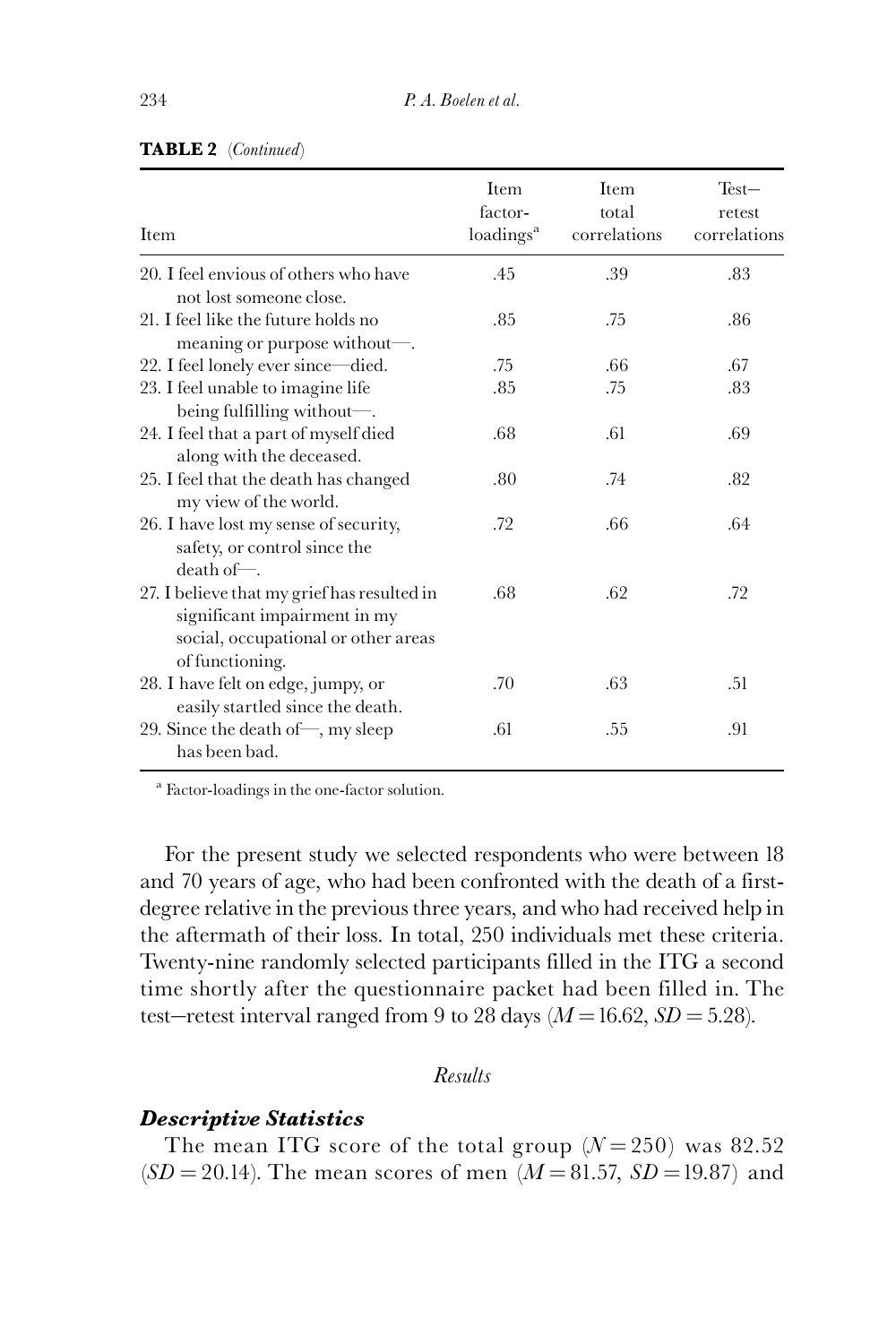**TABLE 2** (*Continued*)

| Item | Item factor-loadings[a] | Item total correlations | Test–retest correlations |
|---|---|---|---|
| 20. I feel envious of others who have not lost someone close. | .45 | .39 | .83 |
| 21. I feel like the future holds no meaning or purpose without—. | .85 | .75 | .86 |
| 22. I feel lonely ever since—died. | .75 | .66 | .67 |
| 23. I feel unable to imagine life being fulfilling without—. | .85 | .75 | .83 |
| 24. I feel that a part of myself died along with the deceased. | .68 | .61 | .69 |
| 25. I feel that the death has changed my view of the world. | .80 | .74 | .82 |
| 26. I have lost my sense of security, safety, or control since the death of—. | .72 | .66 | .64 |
| 27. I believe that my grief has resulted in significant impairment in my social, occupational or other areas of functioning. | .68 | .62 | .72 |
| 28. I have felt on edge, jumpy, or easily startled since the death. | .70 | .63 | .51 |
| 29. Since the death of—, my sleep has been bad. | .61 | .55 | .91 |

[a] Factor-loadings in the one-factor solution.

For the present study we selected respondents who were between 18 and 70 years of age, who had been confronted with the death of a first-degree relative in the previous three years, and who had received help in the aftermath of their loss. In total, 250 individuals met these criteria. Twenty-nine randomly selected participants filled in the ITG a second time shortly after the questionnaire packet had been filled in. The test–retest interval ranged from 9 to 28 days ($M = 16.62$, $SD = 5.28$).

## *Results*

### ***Descriptive Statistics***

The mean ITG score of the total group ($N = 250$) was 82.52 ($SD = 20.14$). The mean scores of men ($M = 81.57$, $SD = 19.87$) and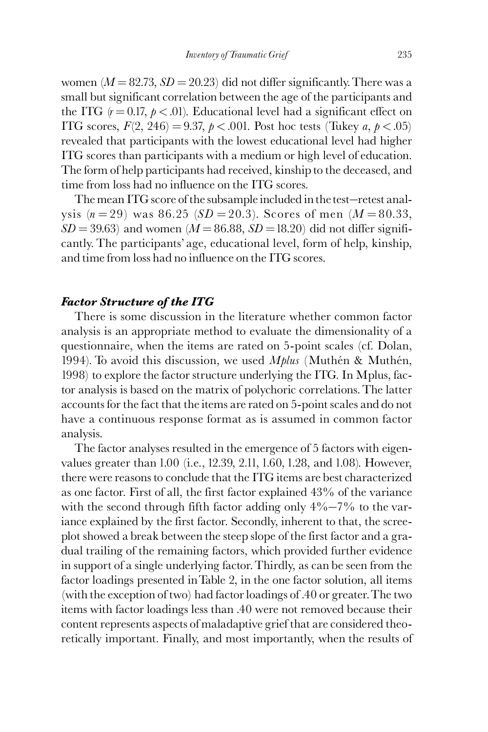women ($M = 82.73$, $SD = 20.23$) did not differ significantly. There was a small but significant correlation between the age of the participants and the ITG ($r = 0.17$, $p < .01$). Educational level had a significant effect on ITG scores, $F(2, 246) = 9.37$, $p < .001$. Post hoc tests (Tukey *a*, $p < .05$) revealed that participants with the lowest educational level had higher ITG scores than participants with a medium or high level of education. The form of help participants had received, kinship to the deceased, and time from loss had no influence on the ITG scores.

The mean ITG score of the subsample included in the test–retest analysis ($n = 29$) was 86.25 ($SD = 20.3$). Scores of men ($M = 80.33$, $SD = 39.63$) and women ($M = 86.88$, $SD = 18.20$) did not differ significantly. The participants' age, educational level, form of help, kinship, and time from loss had no influence on the ITG scores.

### *Factor Structure of the ITG*

There is some discussion in the literature whether common factor analysis is an appropriate method to evaluate the dimensionality of a questionnaire, when the items are rated on 5-point scales (cf. Dolan, 1994). To avoid this discussion, we used *Mplus* (Muthén & Muthén, 1998) to explore the factor structure underlying the ITG. In Mplus, factor analysis is based on the matrix of polychoric correlations. The latter accounts for the fact that the items are rated on 5-point scales and do not have a continuous response format as is assumed in common factor analysis.

The factor analyses resulted in the emergence of 5 factors with eigenvalues greater than 1.00 (i.e., 12.39, 2.11, 1.60, 1.28, and 1.08). However, there were reasons to conclude that the ITG items are best characterized as one factor. First of all, the first factor explained 43% of the variance with the second through fifth factor adding only 4%–7% to the variance explained by the first factor. Secondly, inherent to that, the screeplot showed a break between the steep slope of the first factor and a gradual trailing of the remaining factors, which provided further evidence in support of a single underlying factor. Thirdly, as can be seen from the factor loadings presented in Table 2, in the one factor solution, all items (with the exception of two) had factor loadings of .40 or greater. The two items with factor loadings less than .40 were not removed because their content represents aspects of maladaptive grief that are considered theoretically important. Finally, and most importantly, when the results of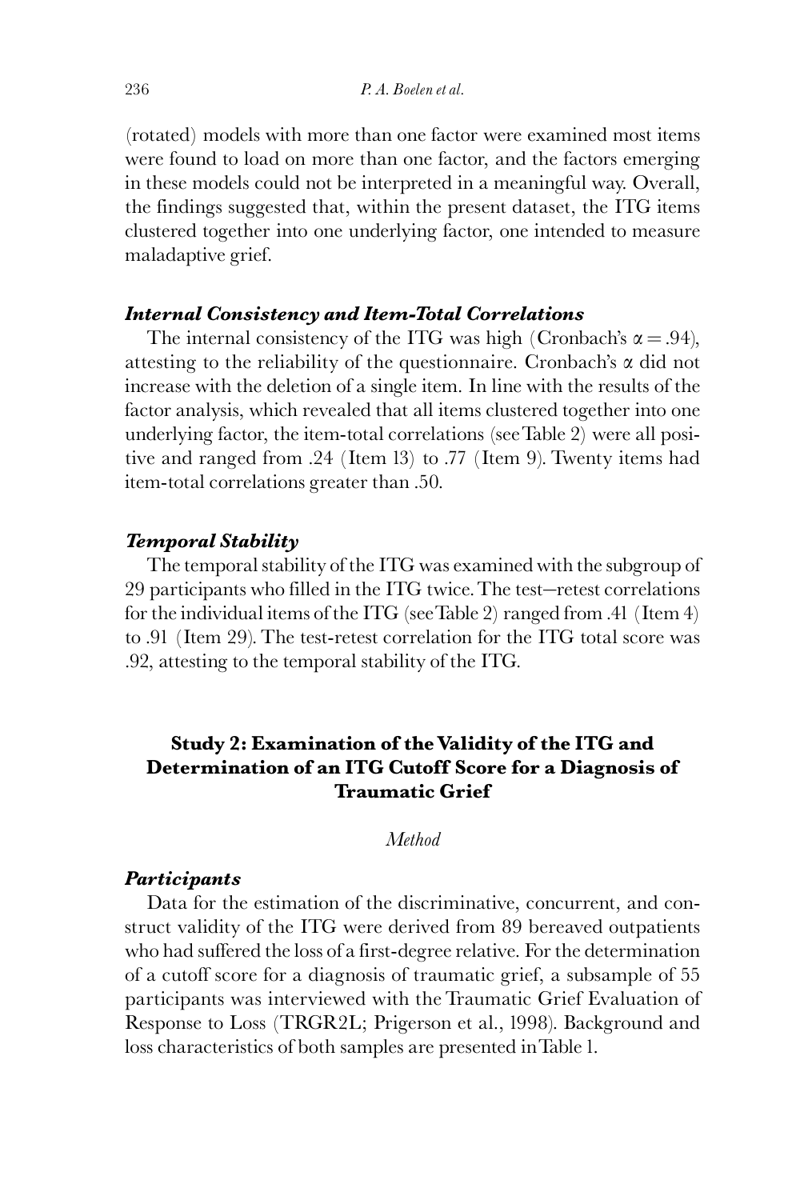(rotated) models with more than one factor were examined most items were found to load on more than one factor, and the factors emerging in these models could not be interpreted in a meaningful way. Overall, the findings suggested that, within the present dataset, the ITG items clustered together into one underlying factor, one intended to measure maladaptive grief.

### *Internal Consistency and Item-Total Correlations*

The internal consistency of the ITG was high (Cronbach's $\alpha = .94$), attesting to the reliability of the questionnaire. Cronbach's $\alpha$ did not increase with the deletion of a single item. In line with the results of the factor analysis, which revealed that all items clustered together into one underlying factor, the item-total correlations (see Table 2) were all positive and ranged from .24 (Item 13) to .77 (Item 9). Twenty items had item-total correlations greater than .50.

### *Temporal Stability*

The temporal stability of the ITG was examined with the subgroup of 29 participants who filled in the ITG twice. The test—retest correlations for the individual items of the ITG (see Table 2) ranged from .41 (Item 4) to .91 (Item 29). The test-retest correlation for the ITG total score was .92, attesting to the temporal stability of the ITG.

## Study 2: Examination of the Validity of the ITG and Determination of an ITG Cutoff Score for a Diagnosis of Traumatic Grief

*Method*

### *Participants*

Data for the estimation of the discriminative, concurrent, and construct validity of the ITG were derived from 89 bereaved outpatients who had suffered the loss of a first-degree relative. For the determination of a cutoff score for a diagnosis of traumatic grief, a subsample of 55 participants was interviewed with the Traumatic Grief Evaluation of Response to Loss (TRGR2L; Prigerson et al., 1998). Background and loss characteristics of both samples are presented in Table 1.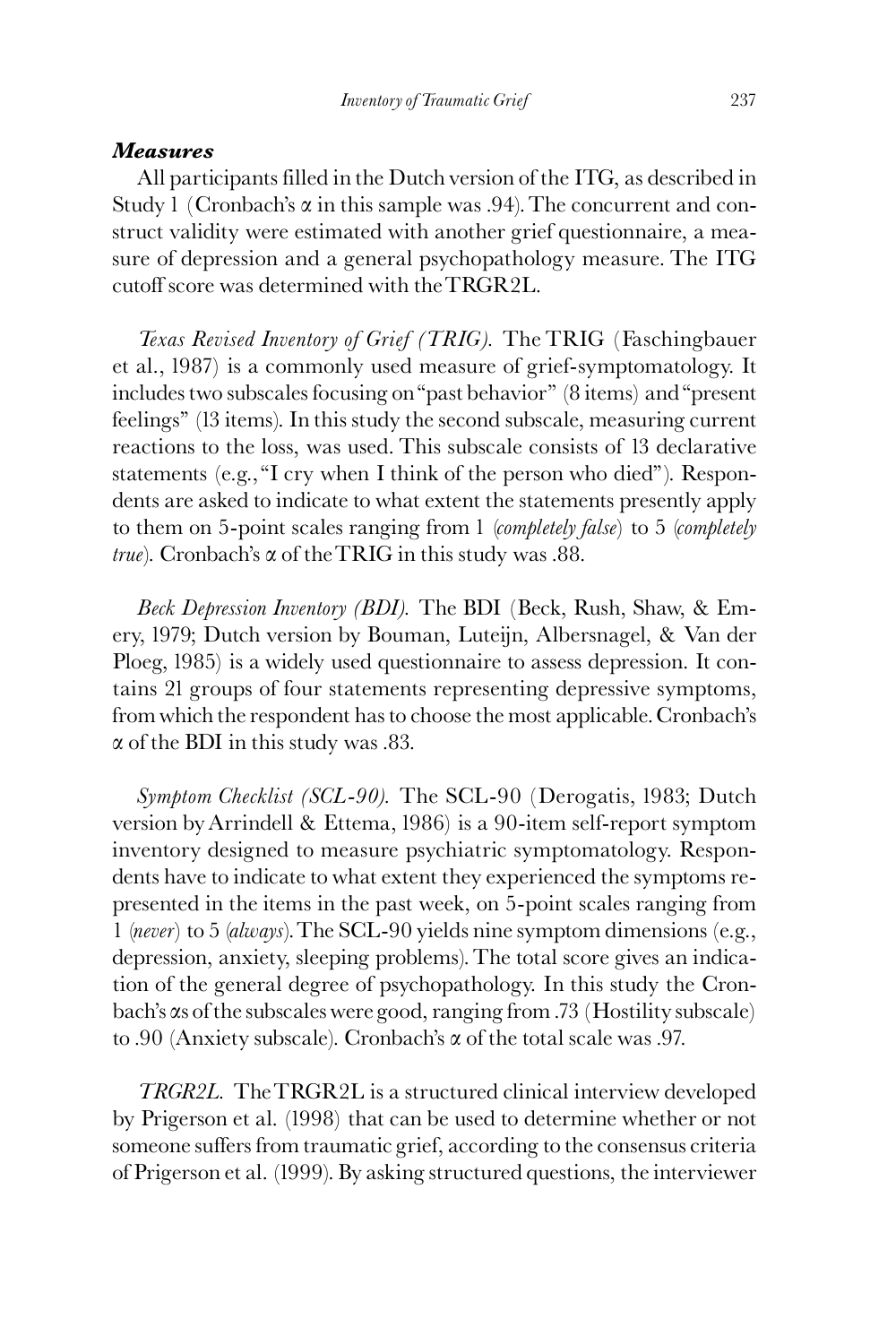### *Measures*

All participants filled in the Dutch version of the ITG, as described in Study 1 (Cronbach's α in this sample was .94). The concurrent and construct validity were estimated with another grief questionnaire, a measure of depression and a general psychopathology measure. The ITG cutoff score was determined with the TRGR2L.

*Texas Revised Inventory of Grief (TRIG).* The TRIG (Faschingbauer et al., 1987) is a commonly used measure of grief-symptomatology. It includes two subscales focusing on "past behavior" (8 items) and "present feelings" (13 items). In this study the second subscale, measuring current reactions to the loss, was used. This subscale consists of 13 declarative statements (e.g., "I cry when I think of the person who died"). Respondents are asked to indicate to what extent the statements presently apply to them on 5-point scales ranging from 1 (*completely false*) to 5 (*completely true*). Cronbach's α of the TRIG in this study was .88.

*Beck Depression Inventory (BDI).* The BDI (Beck, Rush, Shaw, & Emery, 1979; Dutch version by Bouman, Luteijn, Albersnagel, & Van der Ploeg, 1985) is a widely used questionnaire to assess depression. It contains 21 groups of four statements representing depressive symptoms, from which the respondent has to choose the most applicable. Cronbach's α of the BDI in this study was .83.

*Symptom Checklist (SCL-90).* The SCL-90 (Derogatis, 1983; Dutch version by Arrindell & Ettema, 1986) is a 90-item self-report symptom inventory designed to measure psychiatric symptomatology. Respondents have to indicate to what extent they experienced the symptoms represented in the items in the past week, on 5-point scales ranging from 1 (*never*) to 5 (*always*). The SCL-90 yields nine symptom dimensions (e.g., depression, anxiety, sleeping problems). The total score gives an indication of the general degree of psychopathology. In this study the Cronbach's αs of the subscales were good, ranging from .73 (Hostility subscale) to .90 (Anxiety subscale). Cronbach's α of the total scale was .97.

*TRGR2L.* The TRGR2L is a structured clinical interview developed by Prigerson et al. (1998) that can be used to determine whether or not someone suffers from traumatic grief, according to the consensus criteria of Prigerson et al. (1999). By asking structured questions, the interviewer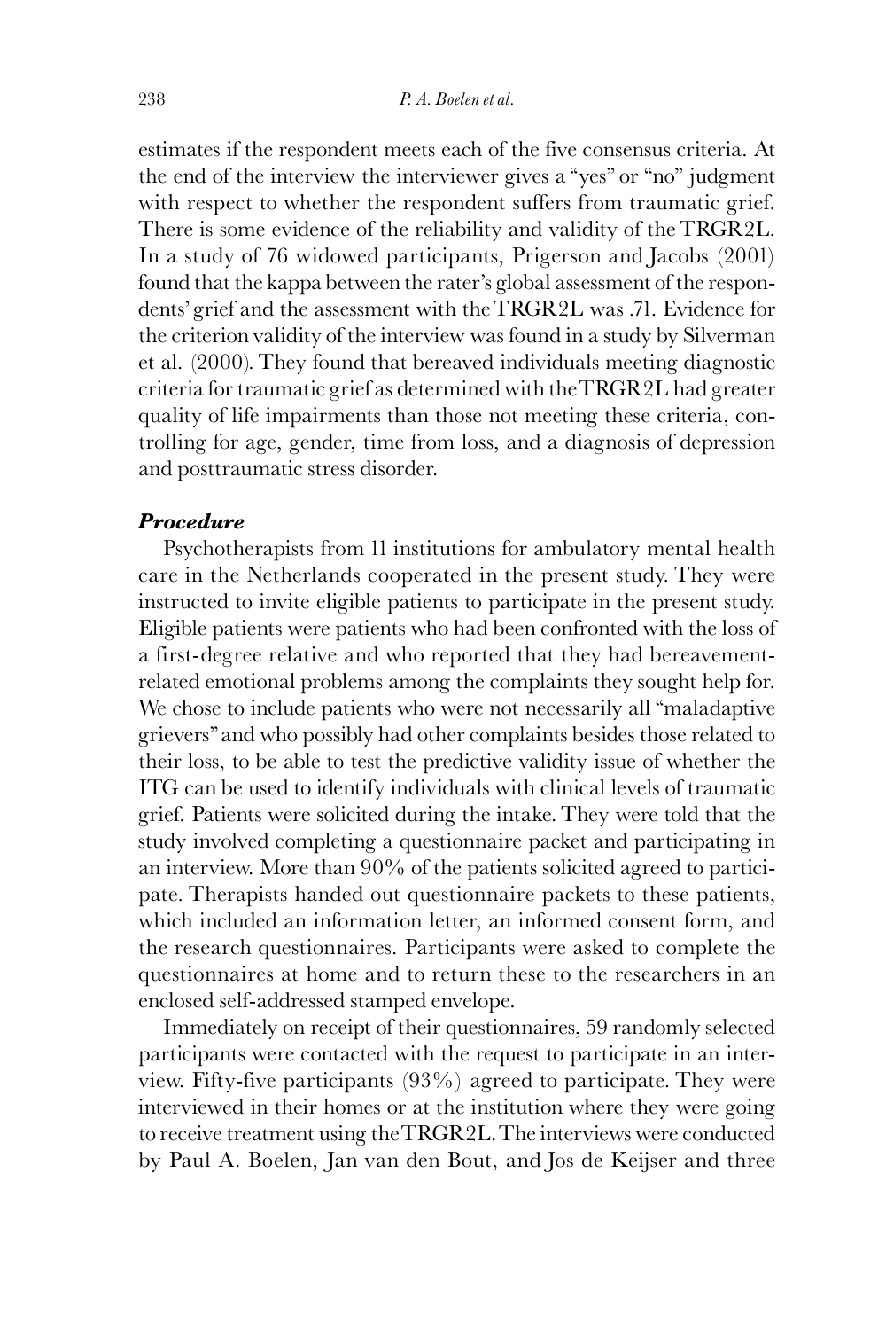estimates if the respondent meets each of the five consensus criteria. At the end of the interview the interviewer gives a "yes" or "no" judgment with respect to whether the respondent suffers from traumatic grief. There is some evidence of the reliability and validity of the TRGR2L. In a study of 76 widowed participants, Prigerson and Jacobs (2001) found that the kappa between the rater's global assessment of the respondents' grief and the assessment with the TRGR2L was .71. Evidence for the criterion validity of the interview was found in a study by Silverman et al. (2000). They found that bereaved individuals meeting diagnostic criteria for traumatic grief as determined with the TRGR2L had greater quality of life impairments than those not meeting these criteria, controlling for age, gender, time from loss, and a diagnosis of depression and posttraumatic stress disorder.

### ***Procedure***

Psychotherapists from 11 institutions for ambulatory mental health care in the Netherlands cooperated in the present study. They were instructed to invite eligible patients to participate in the present study. Eligible patients were patients who had been confronted with the loss of a first-degree relative and who reported that they had bereavement-related emotional problems among the complaints they sought help for. We chose to include patients who were not necessarily all "maladaptive grievers" and who possibly had other complaints besides those related to their loss, to be able to test the predictive validity issue of whether the ITG can be used to identify individuals with clinical levels of traumatic grief. Patients were solicited during the intake. They were told that the study involved completing a questionnaire packet and participating in an interview. More than 90% of the patients solicited agreed to participate. Therapists handed out questionnaire packets to these patients, which included an information letter, an informed consent form, and the research questionnaires. Participants were asked to complete the questionnaires at home and to return these to the researchers in an enclosed self-addressed stamped envelope.

Immediately on receipt of their questionnaires, 59 randomly selected participants were contacted with the request to participate in an interview. Fifty-five participants (93%) agreed to participate. They were interviewed in their homes or at the institution where they were going to receive treatment using the TRGR2L. The interviews were conducted by Paul A. Boelen, Jan van den Bout, and Jos de Keijser and three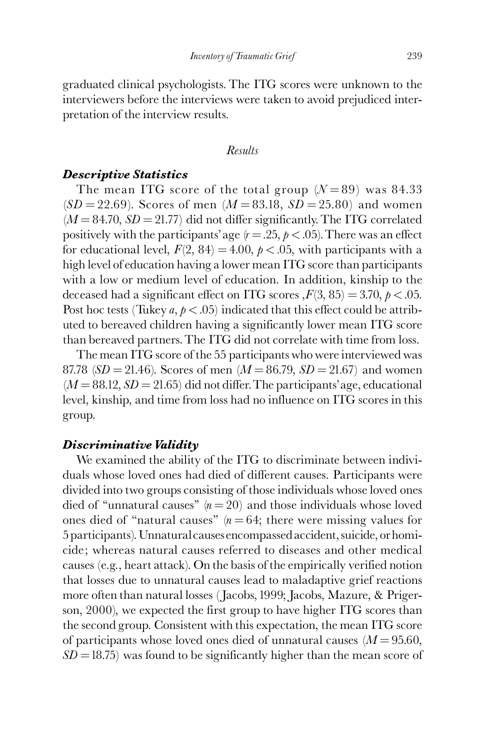graduated clinical psychologists. The ITG scores were unknown to the interviewers before the interviews were taken to avoid prejudiced interpretation of the interview results.

## *Results*

### ***Descriptive Statistics***

The mean ITG score of the total group ($N = 89$) was 84.33 ($SD = 22.69$). Scores of men ($M = 83.18$, $SD = 25.80$) and women ($M = 84.70$, $SD = 21.77$) did not differ significantly. The ITG correlated positively with the participants' age ($r = .25$, $p < .05$). There was an effect for educational level, $F(2, 84) = 4.00$, $p < .05$, with participants with a high level of education having a lower mean ITG score than participants with a low or medium level of education. In addition, kinship to the deceased had a significant effect on ITG scores ,$F(3, 85) = 3.70$, $p < .05$. Post hoc tests (Tukey *a*, $p < .05$) indicated that this effect could be attributed to bereaved children having a significantly lower mean ITG score than bereaved partners. The ITG did not correlate with time from loss.

The mean ITG score of the 55 participants who were interviewed was 87.78 ($SD = 21.46$). Scores of men ($M = 86.79$, $SD = 21.67$) and women ($M = 88.12$, $SD = 21.65$) did not differ. The participants' age, educational level, kinship, and time from loss had no influence on ITG scores in this group.

### ***Discriminative Validity***

We examined the ability of the ITG to discriminate between individuals whose loved ones had died of different causes. Participants were divided into two groups consisting of those individuals whose loved ones died of "unnatural causes" ($n = 20$) and those individuals whose loved ones died of "natural causes" ($n = 64$; there were missing values for 5 participants). Unnatural causes encompassed accident, suicide, or homicide; whereas natural causes referred to diseases and other medical causes (e.g., heart attack). On the basis of the empirically verified notion that losses due to unnatural causes lead to maladaptive grief reactions more often than natural losses (Jacobs, 1999; Jacobs, Mazure, & Prigerson, 2000), we expected the first group to have higher ITG scores than the second group. Consistent with this expectation, the mean ITG score of participants whose loved ones died of unnatural causes ($M = 95.60$, $SD = 18.75$) was found to be significantly higher than the mean score of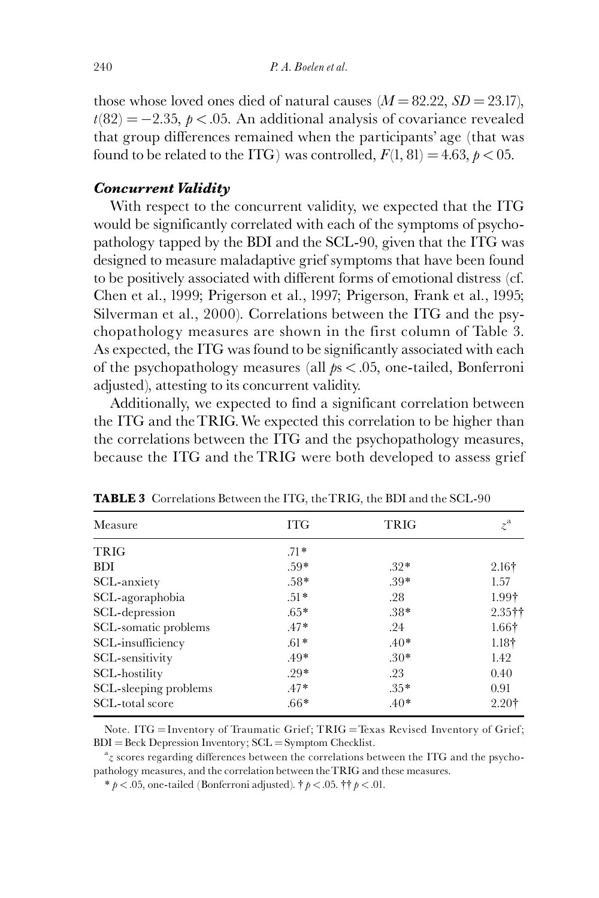those whose loved ones died of natural causes ($M = 82.22$, $SD = 23.17$), $t(82) = -2.35$, $p < .05$. An additional analysis of covariance revealed that group differences remained when the participants' age (that was found to be related to the ITG) was controlled, $F(1, 81) = 4.63$, $p < 05$.

### *Concurrent Validity*

With respect to the concurrent validity, we expected that the ITG would be significantly correlated with each of the symptoms of psychopathology tapped by the BDI and the SCL-90, given that the ITG was designed to measure maladaptive grief symptoms that have been found to be positively associated with different forms of emotional distress (cf. Chen et al., 1999; Prigerson et al., 1997; Prigerson, Frank et al., 1995; Silverman et al., 2000). Correlations between the ITG and the psychopathology measures are shown in the first column of Table 3. As expected, the ITG was found to be significantly associated with each of the psychopathology measures (all $p$s $< .05$, one-tailed, Bonferroni adjusted), attesting to its concurrent validity.

Additionally, we expected to find a significant correlation between the ITG and the TRIG. We expected this correlation to be higher than the correlations between the ITG and the psychopathology measures, because the ITG and the TRIG were both developed to assess grief

**TABLE 3** Correlations Between the ITG, the TRIG, the BDI and the SCL-90

| Measure | ITG | TRIG | $z$[a] |
|---|---|---|---|
| TRIG | .71* | | |
| BDI | .59* | .32* | 2.16† |
| SCL-anxiety | .58* | .39* | 1.57 |
| SCL-agoraphobia | .51* | .28 | 1.99† |
| SCL-depression | .65* | .38* | 2.35†† |
| SCL-somatic problems | .47* | .24 | 1.66† |
| SCL-insufficiency | .61* | .40* | 1.18† |
| SCL-sensitivity | .49* | .30* | 1.42 |
| SCL-hostility | .29* | .23 | 0.40 |
| SCL-sleeping problems | .47* | .35* | 0.91 |
| SCL-total score | .66* | .40* | 2.20† |

Note. ITG = Inventory of Traumatic Grief; TRIG = Texas Revised Inventory of Grief; BDI = Beck Depression Inventory; SCL = Symptom Checklist.

[a]$z$ scores regarding differences between the correlations between the ITG and the psychopathology measures, and the correlation between the TRIG and these measures.

* $p < .05$, one-tailed (Bonferroni adjusted). † $p < .05$. †† $p < .01$.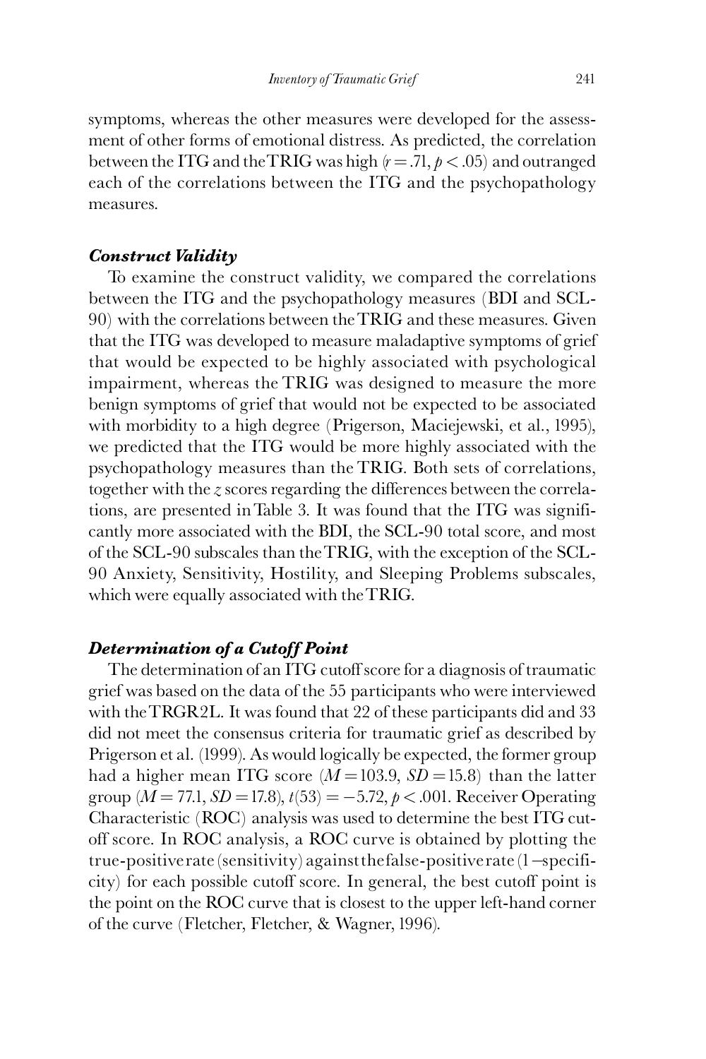symptoms, whereas the other measures were developed for the assessment of other forms of emotional distress. As predicted, the correlation between the ITG and the TRIG was high ($r = .71$, $p < .05$) and outranged each of the correlations between the ITG and the psychopathology measures.

### *Construct Validity*

To examine the construct validity, we compared the correlations between the ITG and the psychopathology measures (BDI and SCL-90) with the correlations between the TRIG and these measures. Given that the ITG was developed to measure maladaptive symptoms of grief that would be expected to be highly associated with psychological impairment, whereas the TRIG was designed to measure the more benign symptoms of grief that would not be expected to be associated with morbidity to a high degree (Prigerson, Maciejewski, et al., 1995), we predicted that the ITG would be more highly associated with the psychopathology measures than the TRIG. Both sets of correlations, together with the *z* scores regarding the differences between the correlations, are presented in Table 3. It was found that the ITG was significantly more associated with the BDI, the SCL-90 total score, and most of the SCL-90 subscales than the TRIG, with the exception of the SCL-90 Anxiety, Sensitivity, Hostility, and Sleeping Problems subscales, which were equally associated with the TRIG.

### *Determination of a Cutoff Point*

The determination of an ITG cutoff score for a diagnosis of traumatic grief was based on the data of the 55 participants who were interviewed with the TRGR2L. It was found that 22 of these participants did and 33 did not meet the consensus criteria for traumatic grief as described by Prigerson et al. (1999). As would logically be expected, the former group had a higher mean ITG score ($M = 103.9$, $SD = 15.8$) than the latter group ($M = 77.1$, $SD = 17.8$), $t(53) = -5.72$, $p < .001$. Receiver Operating Characteristic (ROC) analysis was used to determine the best ITG cutoff score. In ROC analysis, a ROC curve is obtained by plotting the true-positive rate (sensitivity) against the false-positive rate (1 – specificity) for each possible cutoff score. In general, the best cutoff point is the point on the ROC curve that is closest to the upper left-hand corner of the curve (Fletcher, Fletcher, & Wagner, 1996).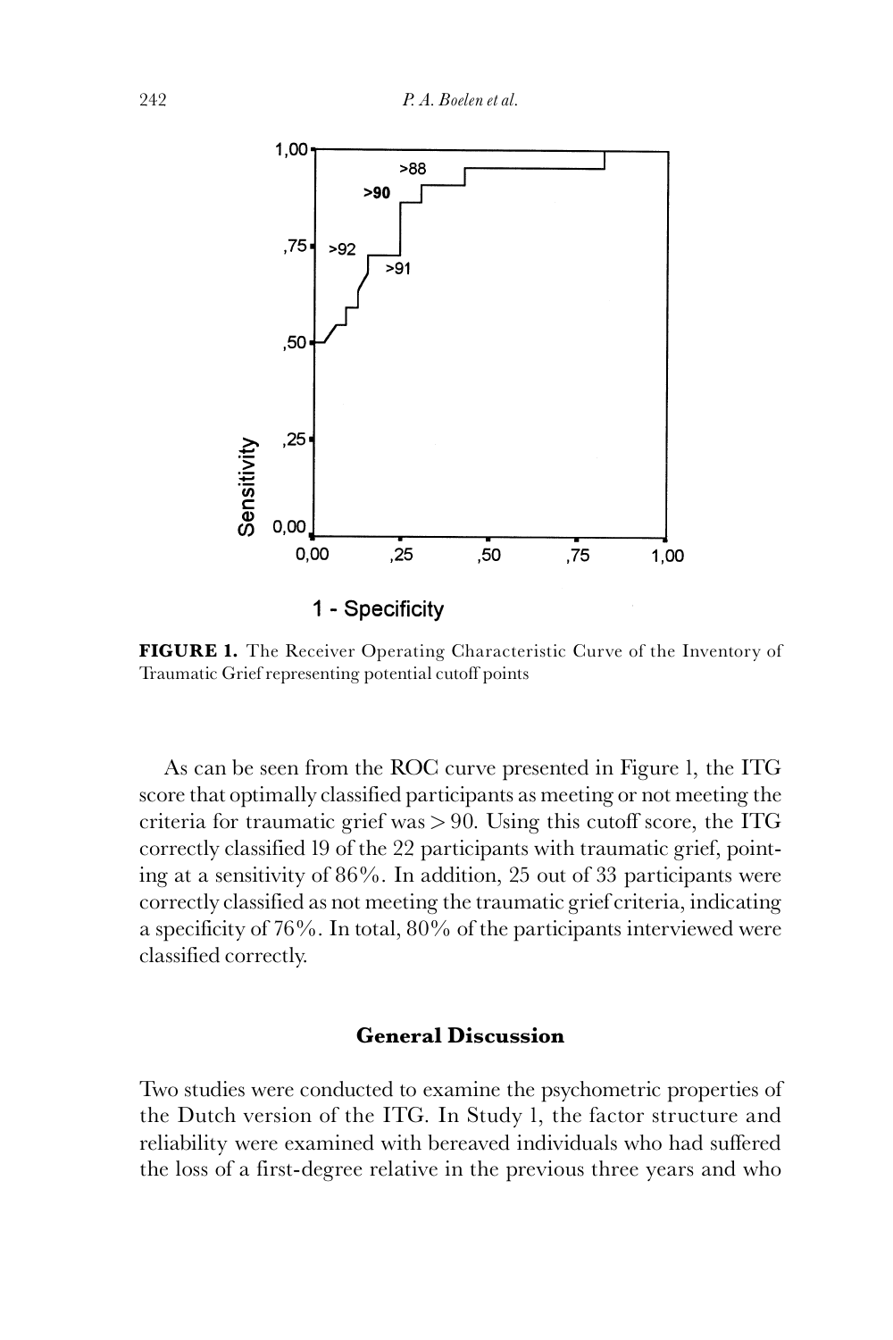**FIGURE 1.** The Receiver Operating Characteristic Curve of the Inventory of Traumatic Grief representing potential cutoff points

As can be seen from the ROC curve presented in Figure 1, the ITG score that optimally classified participants as meeting or not meeting the criteria for traumatic grief was > 90. Using this cutoff score, the ITG correctly classified 19 of the 22 participants with traumatic grief, pointing at a sensitivity of 86%. In addition, 25 out of 33 participants were correctly classified as not meeting the traumatic grief criteria, indicating a specificity of 76%. In total, 80% of the participants interviewed were classified correctly.

## General Discussion

Two studies were conducted to examine the psychometric properties of the Dutch version of the ITG. In Study 1, the factor structure and reliability were examined with bereaved individuals who had suffered the loss of a first-degree relative in the previous three years and who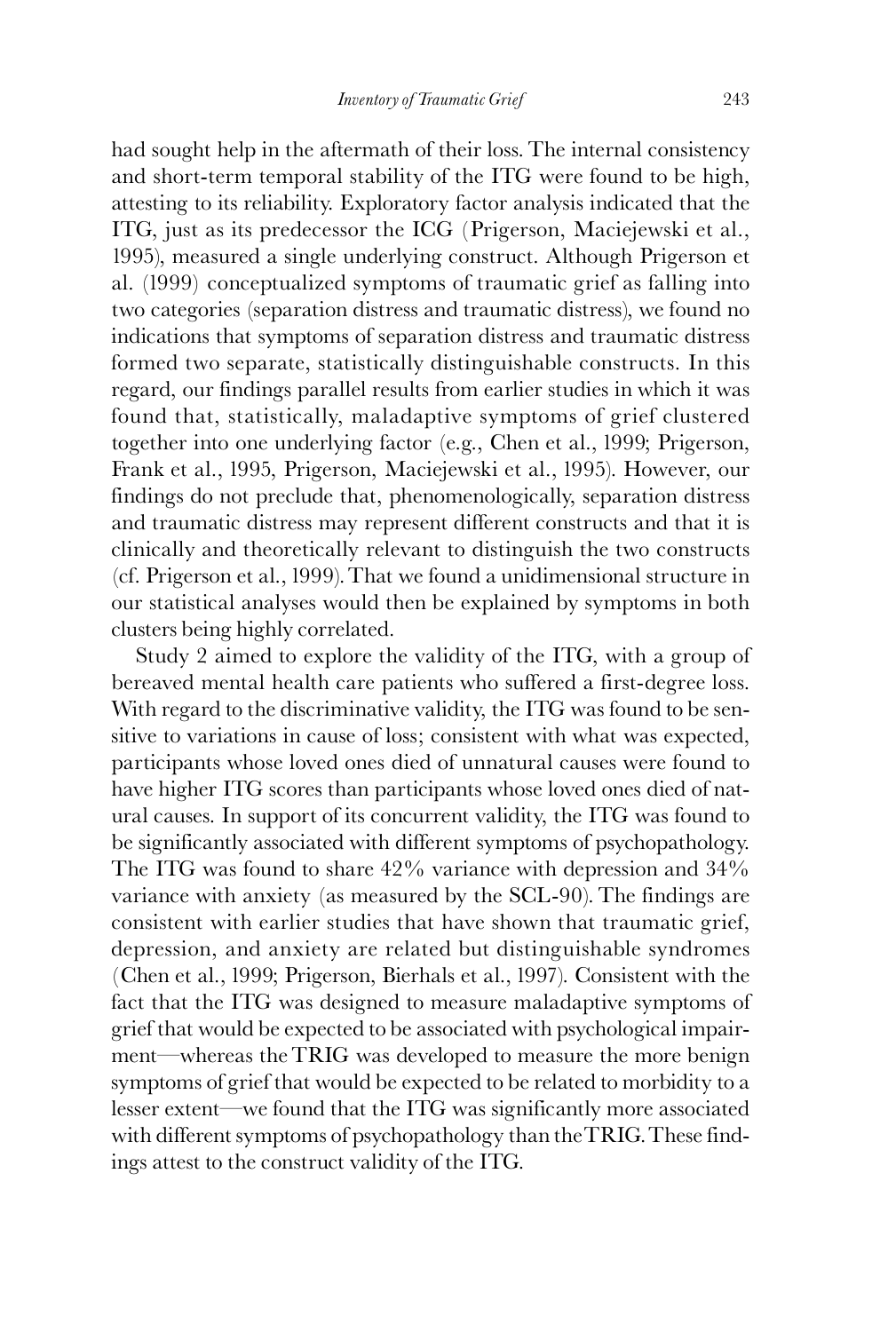had sought help in the aftermath of their loss. The internal consistency and short-term temporal stability of the ITG were found to be high, attesting to its reliability. Exploratory factor analysis indicated that the ITG, just as its predecessor the ICG (Prigerson, Maciejewski et al., 1995), measured a single underlying construct. Although Prigerson et al. (1999) conceptualized symptoms of traumatic grief as falling into two categories (separation distress and traumatic distress), we found no indications that symptoms of separation distress and traumatic distress formed two separate, statistically distinguishable constructs. In this regard, our findings parallel results from earlier studies in which it was found that, statistically, maladaptive symptoms of grief clustered together into one underlying factor (e.g., Chen et al., 1999; Prigerson, Frank et al., 1995, Prigerson, Maciejewski et al., 1995). However, our findings do not preclude that, phenomenologically, separation distress and traumatic distress may represent different constructs and that it is clinically and theoretically relevant to distinguish the two constructs (cf. Prigerson et al., 1999). That we found a unidimensional structure in our statistical analyses would then be explained by symptoms in both clusters being highly correlated.

Study 2 aimed to explore the validity of the ITG, with a group of bereaved mental health care patients who suffered a first-degree loss. With regard to the discriminative validity, the ITG was found to be sensitive to variations in cause of loss; consistent with what was expected, participants whose loved ones died of unnatural causes were found to have higher ITG scores than participants whose loved ones died of natural causes. In support of its concurrent validity, the ITG was found to be significantly associated with different symptoms of psychopathology. The ITG was found to share 42% variance with depression and 34% variance with anxiety (as measured by the SCL-90). The findings are consistent with earlier studies that have shown that traumatic grief, depression, and anxiety are related but distinguishable syndromes (Chen et al., 1999; Prigerson, Bierhals et al., 1997). Consistent with the fact that the ITG was designed to measure maladaptive symptoms of grief that would be expected to be associated with psychological impairment—whereas the TRIG was developed to measure the more benign symptoms of grief that would be expected to be related to morbidity to a lesser extent—we found that the ITG was significantly more associated with different symptoms of psychopathology than the TRIG. These findings attest to the construct validity of the ITG.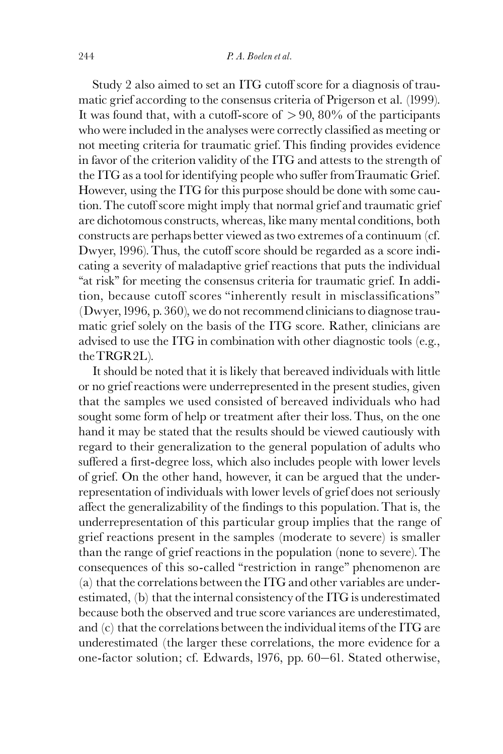Study 2 also aimed to set an ITG cutoff score for a diagnosis of traumatic grief according to the consensus criteria of Prigerson et al. (1999). It was found that, with a cutoff-score of $> 90$, 80% of the participants who were included in the analyses were correctly classified as meeting or not meeting criteria for traumatic grief. This finding provides evidence in favor of the criterion validity of the ITG and attests to the strength of the ITG as a tool for identifying people who suffer from Traumatic Grief. However, using the ITG for this purpose should be done with some caution. The cutoff score might imply that normal grief and traumatic grief are dichotomous constructs, whereas, like many mental conditions, both constructs are perhaps better viewed as two extremes of a continuum (cf. Dwyer, 1996). Thus, the cutoff score should be regarded as a score indicating a severity of maladaptive grief reactions that puts the individual "at risk" for meeting the consensus criteria for traumatic grief. In addition, because cutoff scores "inherently result in misclassifications" (Dwyer, 1996, p. 360), we do not recommend clinicians to diagnose traumatic grief solely on the basis of the ITG score. Rather, clinicians are advised to use the ITG in combination with other diagnostic tools (e.g., the TRGR2L).

It should be noted that it is likely that bereaved individuals with little or no grief reactions were underrepresented in the present studies, given that the samples we used consisted of bereaved individuals who had sought some form of help or treatment after their loss. Thus, on the one hand it may be stated that the results should be viewed cautiously with regard to their generalization to the general population of adults who suffered a first-degree loss, which also includes people with lower levels of grief. On the other hand, however, it can be argued that the underrepresentation of individuals with lower levels of grief does not seriously affect the generalizability of the findings to this population. That is, the underrepresentation of this particular group implies that the range of grief reactions present in the samples (moderate to severe) is smaller than the range of grief reactions in the population (none to severe). The consequences of this so-called "restriction in range" phenomenon are (a) that the correlations between the ITG and other variables are underestimated, (b) that the internal consistency of the ITG is underestimated because both the observed and true score variances are underestimated, and (c) that the correlations between the individual items of the ITG are underestimated (the larger these correlations, the more evidence for a one-factor solution; cf. Edwards, 1976, pp. 60–61. Stated otherwise,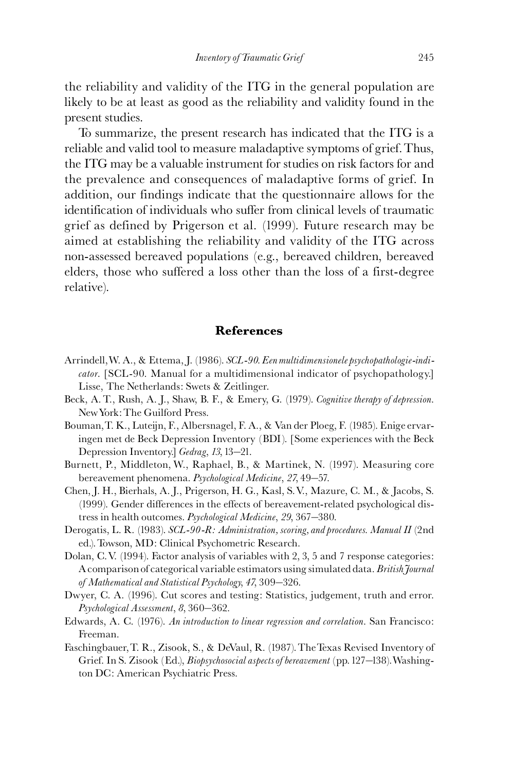the reliability and validity of the ITG in the general population are likely to be at least as good as the reliability and validity found in the present studies.

To summarize, the present research has indicated that the ITG is a reliable and valid tool to measure maladaptive symptoms of grief. Thus, the ITG may be a valuable instrument for studies on risk factors for and the prevalence and consequences of maladaptive forms of grief. In addition, our findings indicate that the questionnaire allows for the identification of individuals who suffer from clinical levels of traumatic grief as defined by Prigerson et al. (1999). Future research may be aimed at establishing the reliability and validity of the ITG across non-assessed bereaved populations (e.g., bereaved children, bereaved elders, those who suffered a loss other than the loss of a first-degree relative).

## References

Arrindell, W. A., & Ettema, J. (1986). *SCL-90. Een multidimensionele psychopathologie-indicator*. [SCL-90. Manual for a multidimensional indicator of psychopathology.] Lisse, The Netherlands: Swets & Zeitlinger.

Beck, A. T., Rush, A. J., Shaw, B. F., & Emery, G. (1979). *Cognitive therapy of depression*. New York: The Guilford Press.

Bouman, T. K., Luteijn, F., Albersnagel, F. A., & Van der Ploeg, F. (1985). Enige ervaringen met de Beck Depression Inventory (BDI). [Some experiences with the Beck Depression Inventory.] *Gedrag*, *13*, 13–21.

Burnett, P., Middleton, W., Raphael, B., & Martinek, N. (1997). Measuring core bereavement phenomena. *Psychological Medicine*, *27*, 49–57.

Chen, J. H., Bierhals, A. J., Prigerson, H. G., Kasl, S. V., Mazure, C. M., & Jacobs, S. (1999). Gender differences in the effects of bereavement-related psychological distress in health outcomes. *Psychological Medicine*, *29*, 367–380.

Derogatis, L. R. (1983). *SCL-90-R: Administration, scoring, and procedures. Manual II* (2nd ed.). Towson, MD: Clinical Psychometric Research.

Dolan, C. V. (1994). Factor analysis of variables with 2, 3, 5 and 7 response categories: A comparison of categorical variable estimators using simulated data. *British Journal of Mathematical and Statistical Psychology*, *47*, 309–326.

Dwyer, C. A. (1996). Cut scores and testing: Statistics, judgement, truth and error. *Psychological Assessment*, *8*, 360–362.

Edwards, A. C. (1976). *An introduction to linear regression and correlation*. San Francisco: Freeman.

Faschingbauer, T. R., Zisook, S., & DeVaul, R. (1987). The Texas Revised Inventory of Grief. In S. Zisook (Ed.), *Biopsychosocial aspects of bereavement* (pp. 127–138). Washington DC: American Psychiatric Press.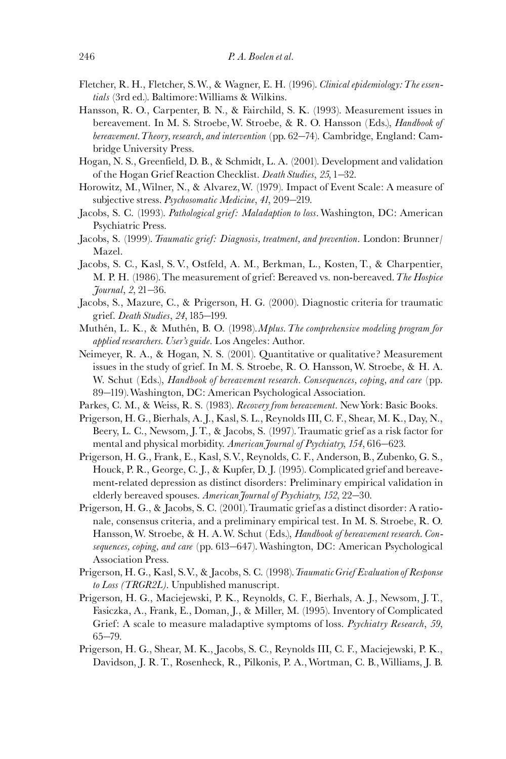Fletcher, R. H., Fletcher, S. W., & Wagner, E. H. (1996). *Clinical epidemiology: The essentials* (3rd ed.). Baltimore: Williams & Wilkins.

Hansson, R. O., Carpenter, B. N., & Fairchild, S. K. (1993). Measurement issues in bereavement. In M. S. Stroebe, W. Stroebe, & R. O. Hansson (Eds.), *Handbook of bereavement. Theory, research, and intervention* (pp. 62–74). Cambridge, England: Cambridge University Press.

Hogan, N. S., Greenfield, D. B., & Schmidt, L. A. (2001). Development and validation of the Hogan Grief Reaction Checklist. *Death Studies*, *25*, 1–32.

Horowitz, M., Wilner, N., & Alvarez, W. (1979). Impact of Event Scale: A measure of subjective stress. *Psychosomatic Medicine*, *41*, 209–219.

Jacobs, S. C. (1993). *Pathological grief: Maladaption to loss*. Washington, DC: American Psychiatric Press.

Jacobs, S. (1999). *Traumatic grief: Diagnosis, treatment, and prevention*. London: Brunner/Mazel.

Jacobs, S. C., Kasl, S. V., Ostfeld, A. M., Berkman, L., Kosten, T., & Charpentier, M. P. H. (1986). The measurement of grief: Bereaved vs. non-bereaved. *The Hospice Journal*, *2*, 21–36.

Jacobs, S., Mazure, C., & Prigerson, H. G. (2000). Diagnostic criteria for traumatic grief. *Death Studies*, *24*, 185–199.

Muthén, L. K., & Muthén, B. O. (1998). *Mplus. The comprehensive modeling program for applied researchers. User's guide*. Los Angeles: Author.

Neimeyer, R. A., & Hogan, N. S. (2001). Quantitative or qualitative? Measurement issues in the study of grief. In M. S. Stroebe, R. O. Hansson, W. Stroebe, & H. A. W. Schut (Eds.), *Handbook of bereavement research. Consequences, coping, and care* (pp. 89–119). Washington, DC: American Psychological Association.

Parkes, C. M., & Weiss, R. S. (1983). *Recovery from bereavement*. New York: Basic Books.

Prigerson, H. G., Bierhals, A. J., Kasl, S. L., Reynolds III, C. F., Shear, M. K., Day, N., Beery, L. C., Newsom, J. T., & Jacobs, S. (1997). Traumatic grief as a risk factor for mental and physical morbidity. *American Journal of Psychiatry*, *154*, 616–623.

Prigerson, H. G., Frank, E., Kasl, S. V., Reynolds, C. F., Anderson, B., Zubenko, G. S., Houck, P. R., George, C. J., & Kupfer, D. J. (1995). Complicated grief and bereavement-related depression as distinct disorders: Preliminary empirical validation in elderly bereaved spouses. *American Journal of Psychiatry*, *152*, 22–30.

Prigerson, H. G., & Jacobs, S. C. (2001). Traumatic grief as a distinct disorder: A rationale, consensus criteria, and a preliminary empirical test. In M. S. Stroebe, R. O. Hansson, W. Stroebe, & H. A. W. Schut (Eds.), *Handbook of bereavement research. Consequences, coping, and care* (pp. 613–647). Washington, DC: American Psychological Association Press.

Prigerson, H. G., Kasl, S. V., & Jacobs, S. C. (1998). *Traumatic Grief Evaluation of Response to Loss (TRGR2L)*. Unpublished manuscript.

Prigerson, H. G., Maciejewski, P. K., Reynolds, C. F., Bierhals, A. J., Newsom, J. T., Fasiczka, A., Frank, E., Doman, J., & Miller, M. (1995). Inventory of Complicated Grief: A scale to measure maladaptive symptoms of loss. *Psychiatry Research*, *59*, 65–79.

Prigerson, H. G., Shear, M. K., Jacobs, S. C., Reynolds III, C. F., Maciejewski, P. K., Davidson, J. R. T., Rosenheck, R., Pilkonis, P. A., Wortman, C. B., Williams, J. B.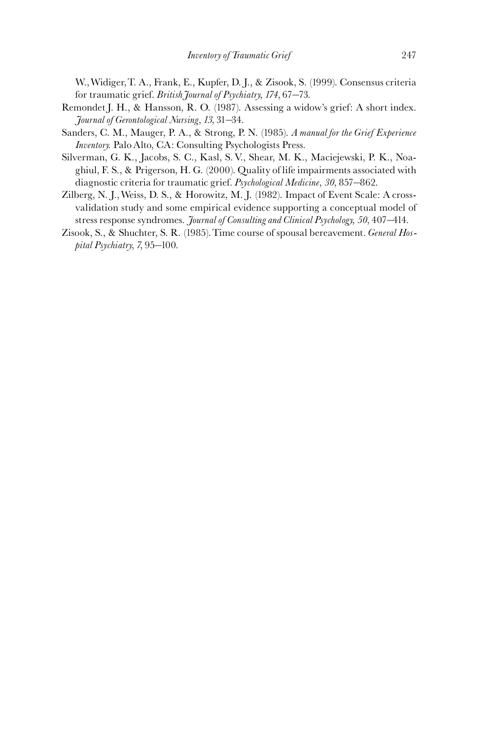W., Widiger, T. A., Frank, E., Kupfer, D. J., & Zisook, S. (1999). Consensus criteria for traumatic grief. *British Journal of Psychiatry, 174*, 67–73.

Remondet J. H., & Hansson, R. O. (1987). Assessing a widow's grief: A short index. *Journal of Gerontological Nursing*, *13*, 31–34.

Sanders, C. M., Mauger, P. A., & Strong, P. N. (1985). *A manual for the Grief Experience Inventory.* Palo Alto, CA: Consulting Psychologists Press.

Silverman, G. K., Jacobs, S. C., Kasl, S. V., Shear, M. K., Maciejewski, P. K., Noaghiul, F. S., & Prigerson, H. G. (2000). Quality of life impairments associated with diagnostic criteria for traumatic grief. *Psychological Medicine*, *30*, 857–862.

Zilberg, N. J., Weiss, D. S., & Horowitz, M. J. (1982). Impact of Event Scale: A cross-validation study and some empirical evidence supporting a conceptual model of stress response syndromes. *Journal of Consulting and Clinical Psychology, 50*, 407–414.

Zisook, S., & Shuchter, S. R. (1985). Time course of spousal bereavement. *General Hospital Psychiatry, 7*, 95–100.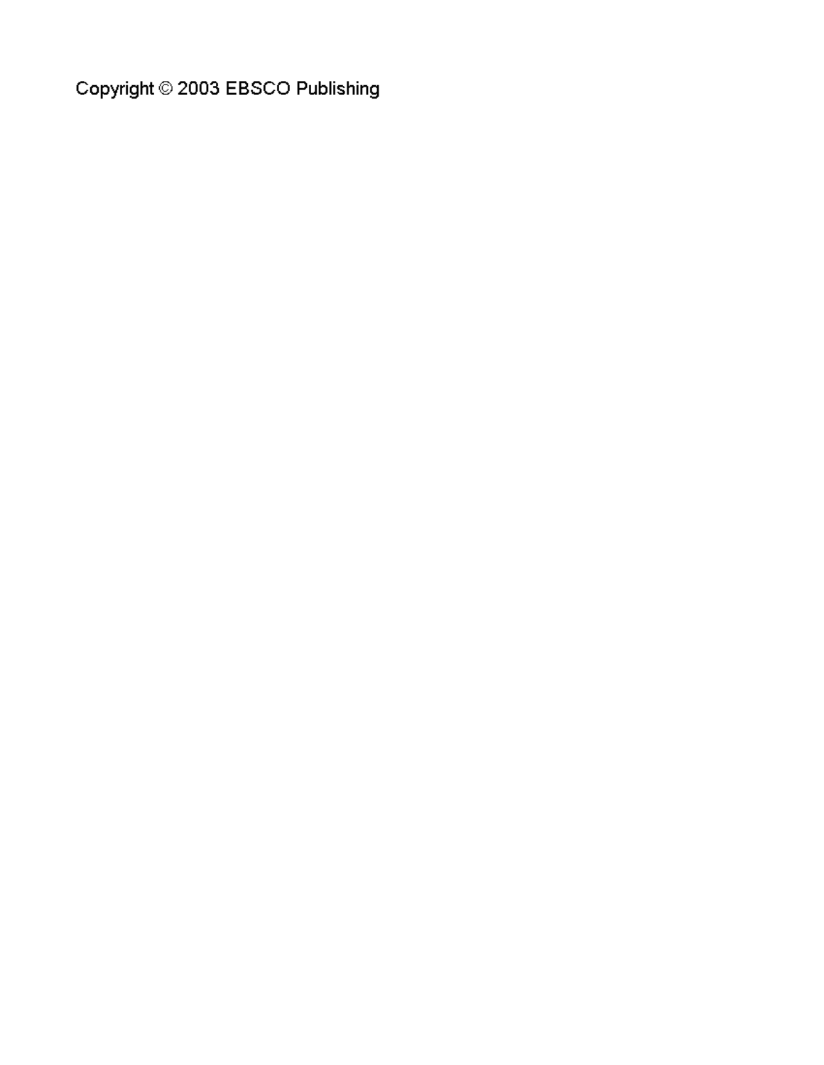Copyright © 2003 EBSCO Publishing